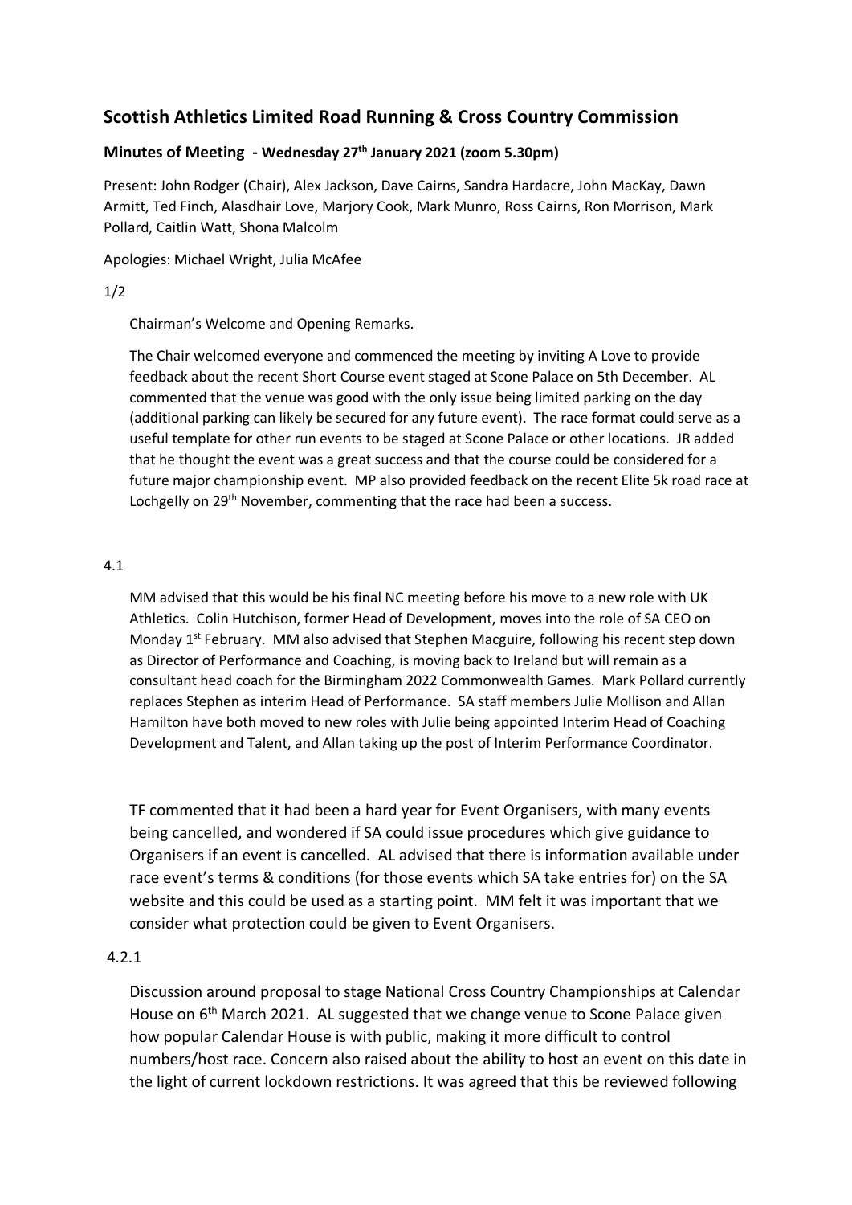# Scottish Athletics Limited Road Running & Cross Country Commission

## Minutes of Meeting - Wednesday 27th January 2021 (zoom 5.30pm)

Present: John Rodger (Chair), Alex Jackson, Dave Cairns, Sandra Hardacre, John MacKay, Dawn Armitt, Ted Finch, Alasdhair Love, Marjory Cook, Mark Munro, Ross Cairns, Ron Morrison, Mark Pollard, Caitlin Watt, Shona Malcolm

Apologies: Michael Wright, Julia McAfee

1/2

Chairman's Welcome and Opening Remarks.

The Chair welcomed everyone and commenced the meeting by inviting A Love to provide feedback about the recent Short Course event staged at Scone Palace on 5th December. AL commented that the venue was good with the only issue being limited parking on the day (additional parking can likely be secured for any future event). The race format could serve as a useful template for other run events to be staged at Scone Palace or other locations. JR added that he thought the event was a great success and that the course could be considered for a future major championship event. MP also provided feedback on the recent Elite 5k road race at Lochgelly on 29th November, commenting that the race had been a success.

4.1

MM advised that this would be his final NC meeting before his move to a new role with UK Athletics. Colin Hutchison, former Head of Development, moves into the role of SA CEO on Monday 1st February. MM also advised that Stephen Macguire, following his recent step down as Director of Performance and Coaching, is moving back to Ireland but will remain as a consultant head coach for the Birmingham 2022 Commonwealth Games. Mark Pollard currently replaces Stephen as interim Head of Performance. SA staff members Julie Mollison and Allan Hamilton have both moved to new roles with Julie being appointed Interim Head of Coaching Development and Talent, and Allan taking up the post of Interim Performance Coordinator.

TF commented that it had been a hard year for Event Organisers, with many events being cancelled, and wondered if SA could issue procedures which give guidance to Organisers if an event is cancelled. AL advised that there is information available under race event's terms & conditions (for those events which SA take entries for) on the SA website and this could be used as a starting point. MM felt it was important that we consider what protection could be given to Event Organisers.

4.2.1

Discussion around proposal to stage National Cross Country Championships at Calendar House on 6th March 2021. AL suggested that we change venue to Scone Palace given how popular Calendar House is with public, making it more difficult to control numbers/host race. Concern also raised about the ability to host an event on this date in the light of current lockdown restrictions. It was agreed that this be reviewed following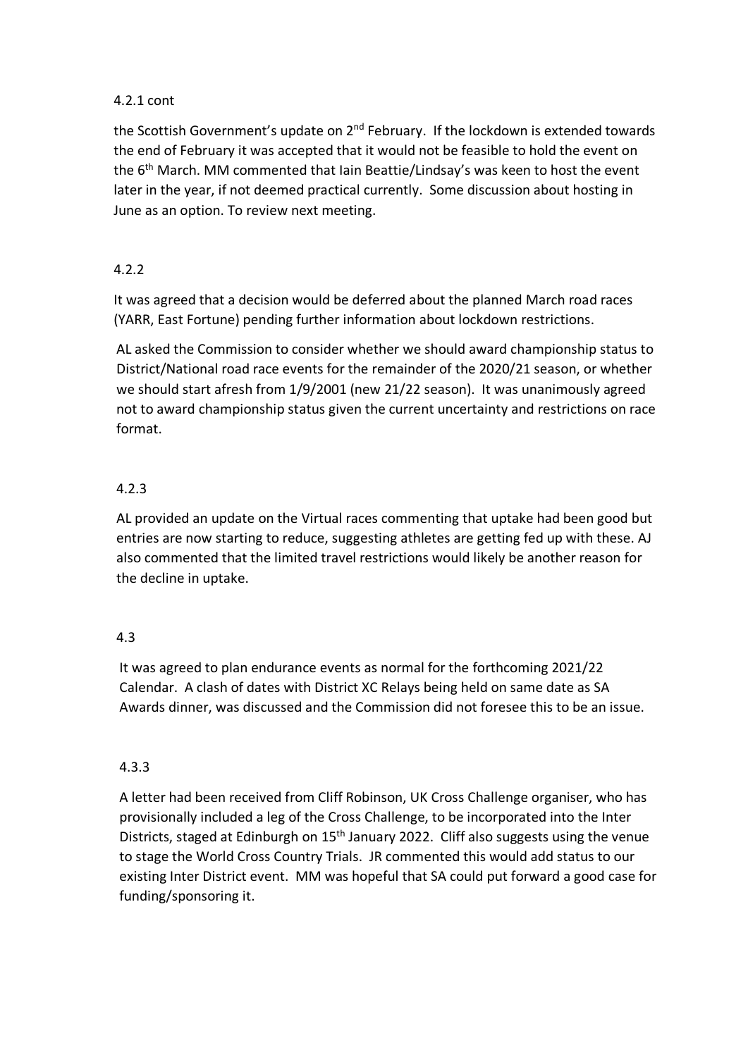4.2.1 cont

the Scottish Government's update on 2nd February. If the lockdown is extended towards the end of February it was accepted that it would not be feasible to hold the event on the 6th March. MM commented that Iain Beattie/Lindsay's was keen to host the event later in the year, if not deemed practical currently. Some discussion about hosting in June as an option. To review next meeting.

4.2.2

It was agreed that a decision would be deferred about the planned March road races (YARR, East Fortune) pending further information about lockdown restrictions.

AL asked the Commission to consider whether we should award championship status to District/National road race events for the remainder of the 2020/21 season, or whether we should start afresh from 1/9/2001 (new 21/22 season). It was unanimously agreed not to award championship status given the current uncertainty and restrictions on race format.

4.2.3

AL provided an update on the Virtual races commenting that uptake had been good but entries are now starting to reduce, suggesting athletes are getting fed up with these. AJ also commented that the limited travel restrictions would likely be another reason for the decline in uptake.

4.3

It was agreed to plan endurance events as normal for the forthcoming 2021/22 Calendar. A clash of dates with District XC Relays being held on same date as SA Awards dinner, was discussed and the Commission did not foresee this to be an issue.

4.3.3

A letter had been received from Cliff Robinson, UK Cross Challenge organiser, who has provisionally included a leg of the Cross Challenge, to be incorporated into the Inter Districts, staged at Edinburgh on 15th January 2022. Cliff also suggests using the venue to stage the World Cross Country Trials. JR commented this would add status to our existing Inter District event. MM was hopeful that SA could put forward a good case for funding/sponsoring it.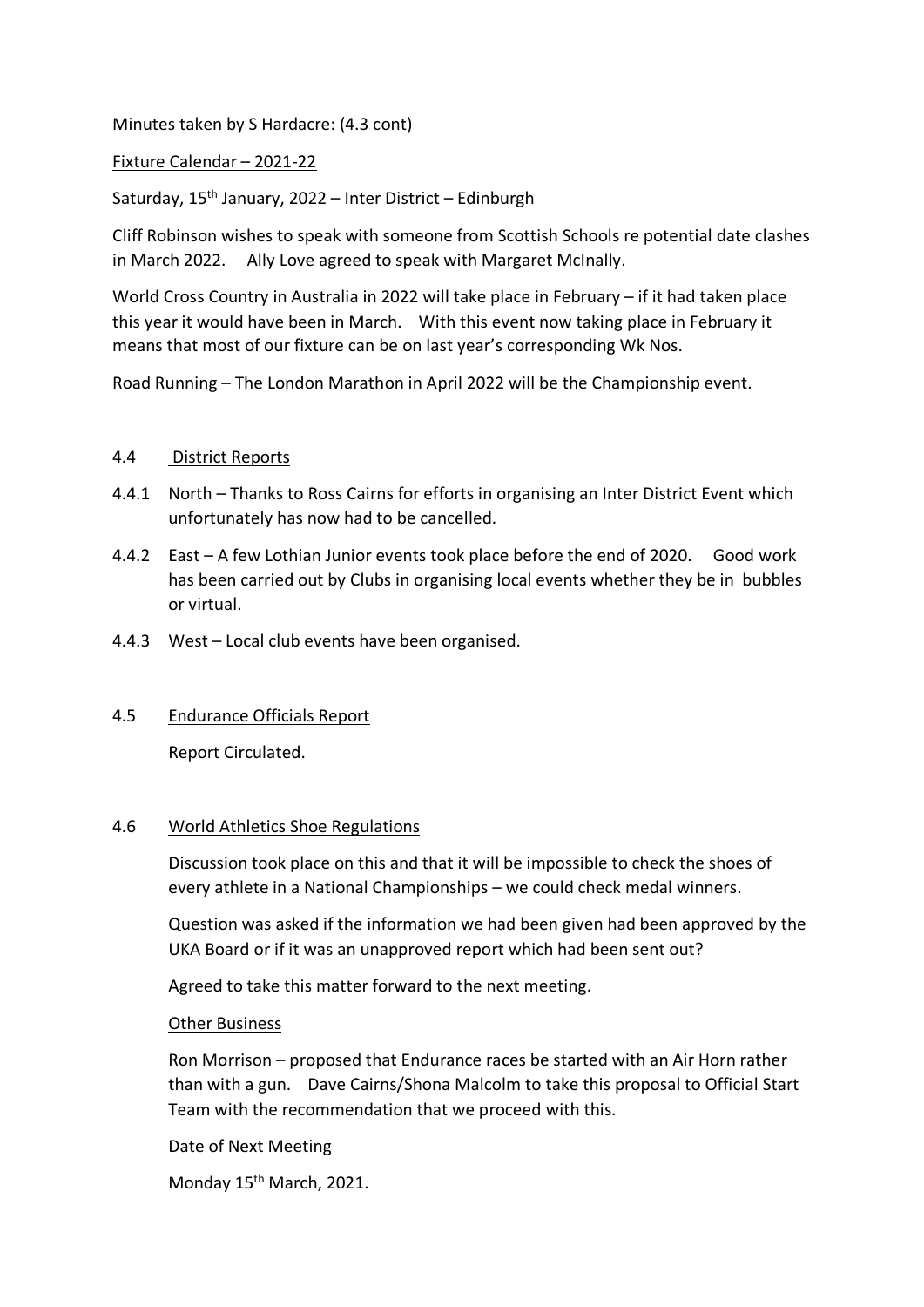Minutes taken by S Hardacre: (4.3 cont)

Fixture Calendar – 2021-22

Saturday, 15th January, 2022 – Inter District – Edinburgh

Cliff Robinson wishes to speak with someone from Scottish Schools re potential date clashes in March 2022. Ally Love agreed to speak with Margaret McInally.

World Cross Country in Australia in 2022 will take place in February – if it had taken place this year it would have been in March. With this event now taking place in February it means that most of our fixture can be on last year's corresponding Wk Nos.

Road Running – The London Marathon in April 2022 will be the Championship event.

4.4 District Reports

4.4.1 North – Thanks to Ross Cairns for efforts in organising an Inter District Event which unfortunately has now had to be cancelled.

4.4.2 East – A few Lothian Junior events took place before the end of 2020. Good work has been carried out by Clubs in organising local events whether they be in bubbles or virtual.

4.4.3 West – Local club events have been organised.

4.5 Endurance Officials Report

Report Circulated.

4.6 World Athletics Shoe Regulations

Discussion took place on this and that it will be impossible to check the shoes of every athlete in a National Championships – we could check medal winners.

Question was asked if the information we had been given had been approved by the UKA Board or if it was an unapproved report which had been sent out?

Agreed to take this matter forward to the next meeting.

Other Business

Ron Morrison – proposed that Endurance races be started with an Air Horn rather than with a gun. Dave Cairns/Shona Malcolm to take this proposal to Official Start Team with the recommendation that we proceed with this.

Date of Next Meeting

Monday 15th March, 2021.